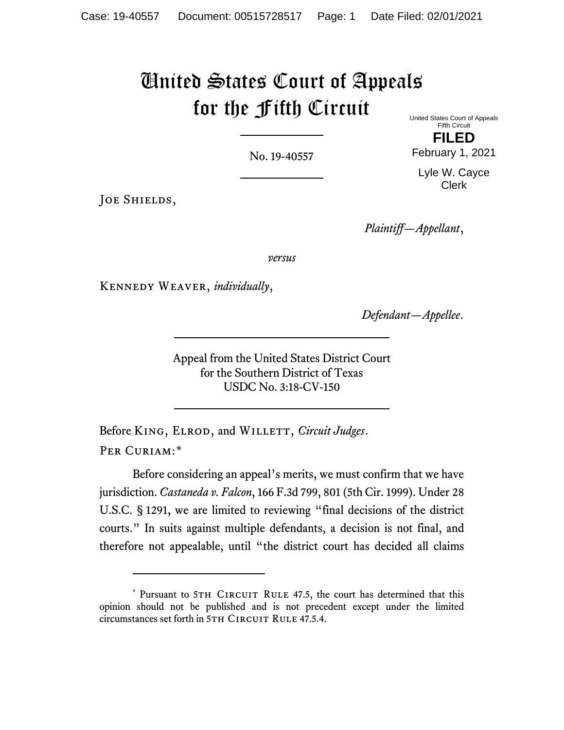# United States Court of Appeals for the Fifth Circuit

United States Court of Appeals
Fifth Circuit

**FILED**

February 1, 2021

Lyle W. Cayce
Clerk

No. 19-40557

Joe Shields,

*Plaintiff—Appellant*,

*versus*

Kennedy Weaver, *individually*,

*Defendant—Appellee*.

Appeal from the United States District Court
for the Southern District of Texas
USDC No. 3:18-CV-150

Before King, Elrod, and Willett, *Circuit Judges*.

Per Curiam:*

Before considering an appeal's merits, we must confirm that we have jurisdiction. *Castaneda v. Falcon*, 166 F.3d 799, 801 (5th Cir. 1999). Under 28 U.S.C. § 1291, we are limited to reviewing "final decisions of the district courts." In suits against multiple defendants, a decision is not final, and therefore not appealable, until "the district court has decided all claims

---

* Pursuant to 5th Circuit Rule 47.5, the court has determined that this opinion should not be published and is not precedent except under the limited circumstances set forth in 5th Circuit Rule 47.5.4.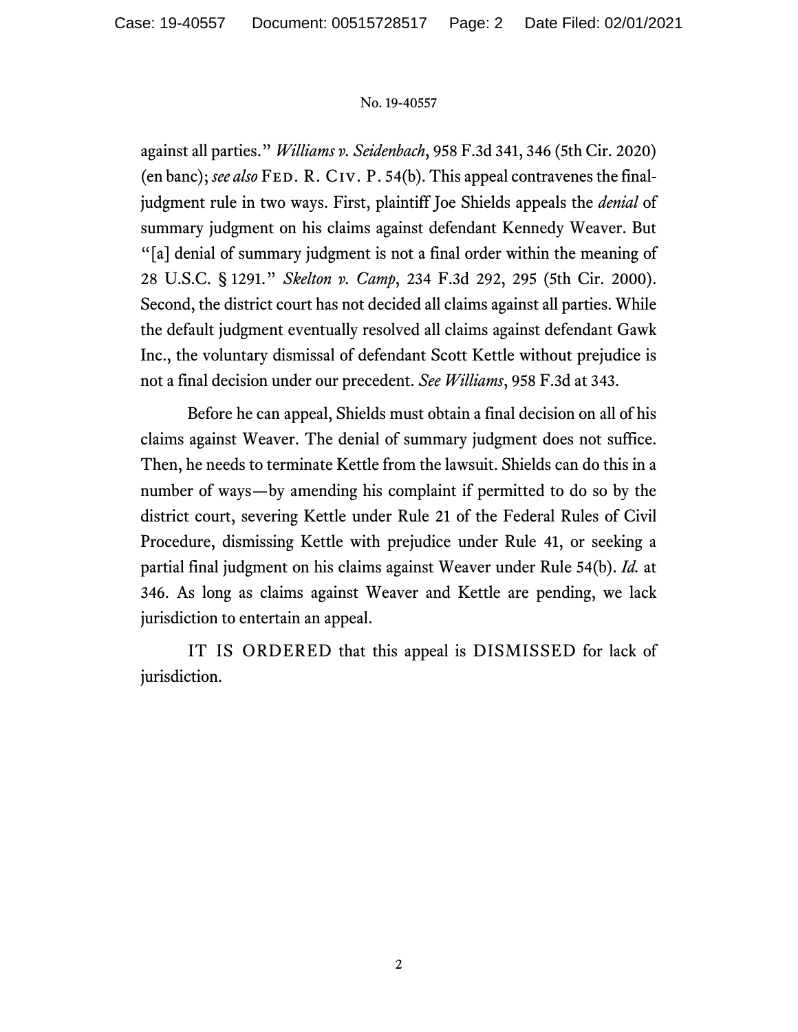against all parties." *Williams v. Seidenbach*, 958 F.3d 341, 346 (5th Cir. 2020) (en banc); *see also* Fed. R. Civ. P. 54(b). This appeal contravenes the final-judgment rule in two ways. First, plaintiff Joe Shields appeals the *denial* of summary judgment on his claims against defendant Kennedy Weaver. But "[a] denial of summary judgment is not a final order within the meaning of 28 U.S.C. § 1291." *Skelton v. Camp*, 234 F.3d 292, 295 (5th Cir. 2000). Second, the district court has not decided all claims against all parties. While the default judgment eventually resolved all claims against defendant Gawk Inc., the voluntary dismissal of defendant Scott Kettle without prejudice is not a final decision under our precedent. *See Williams*, 958 F.3d at 343.

Before he can appeal, Shields must obtain a final decision on all of his claims against Weaver. The denial of summary judgment does not suffice. Then, he needs to terminate Kettle from the lawsuit. Shields can do this in a number of ways—by amending his complaint if permitted to do so by the district court, severing Kettle under Rule 21 of the Federal Rules of Civil Procedure, dismissing Kettle with prejudice under Rule 41, or seeking a partial final judgment on his claims against Weaver under Rule 54(b). *Id.* at 346. As long as claims against Weaver and Kettle are pending, we lack jurisdiction to entertain an appeal.

IT IS ORDERED that this appeal is DISMISSED for lack of jurisdiction.